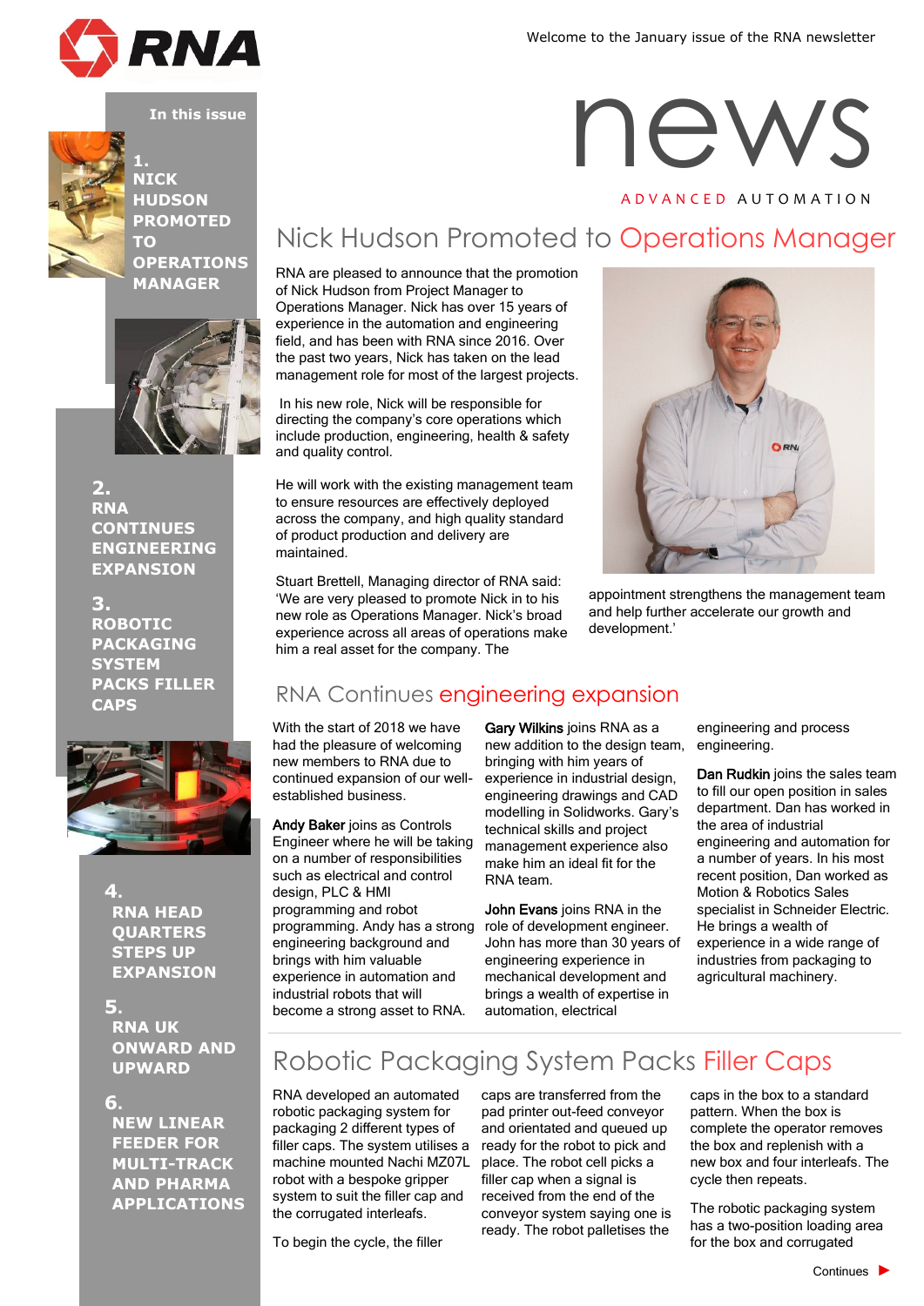Welcome to the January issue of the RNA newsletter

# news

ADVANCED AUTOMATION

**In this issue**

**1. NICK HUDSON PROMOTED TO OPERATIONS MANAGER**

**2. RNA CONTINUES ENGINEERING EXPANSION**

**3. ROBOTIC PACKAGING SYSTEM PACKS FILLER CAPS**

**4. RNA HEAD QUARTERS STEPS UP EXPANSION**

**5. RNA UK ONWARD AND UPWARD**

**6. NEW LINEAR FEEDER FOR MULTI-TRACK AND PHARMA APPLICATIONS**

## Nick Hudson Promoted to Operations Manager

RNA are pleased to announce that the promotion of Nick Hudson from Project Manager to Operations Manager. Nick has over 15 years of experience in the automation and engineering field, and has been with RNA since 2016. Over the past two years, Nick has taken on the lead management role for most of the largest projects.

In his new role, Nick will be responsible for directing the company's core operations which include production, engineering, health & safety and quality control.

He will work with the existing management team to ensure resources are effectively deployed across the company, and high quality standard of product production and delivery are maintained.

Stuart Brettell, Managing director of RNA said: 'We are very pleased to promote Nick in to his new role as Operations Manager. Nick's broad experience across all areas of operations make him a real asset for the company. The appointment strengthens the management team and help further accelerate our growth and development.'

## RNA Continues engineering expansion

With the start of 2018 we have had the pleasure of welcoming new members to RNA due to continued expansion of our well-established business.

**Andy Baker** joins as Controls Engineer where he will be taking on a number of responsibilities such as electrical and control design, PLC & HMI programming and robot programming. Andy has a strong engineering background and brings with him valuable experience in automation and industrial robots that will become a strong asset to RNA.

**Gary Wilkins** joins RNA as a new addition to the design team, bringing with him years of experience in industrial design, engineering drawings and CAD modelling in Solidworks. Gary's technical skills and project management experience also make him an ideal fit for the RNA team.

**John Evans** joins RNA in the role of development engineer. John has more than 30 years of engineering experience in mechanical development and brings a wealth of expertise in automation, electrical engineering and process engineering.

**Dan Rudkin** joins the sales team to fill our open position in sales department. Dan has worked in the area of industrial engineering and automation for a number of years. In his most recent position, Dan worked as Motion & Robotics Sales specialist in Schneider Electric. He brings a wealth of experience in a wide range of industries from packaging to agricultural machinery.

## Robotic Packaging System Packs Filler Caps

RNA developed an automated robotic packaging system for packaging 2 different types of filler caps. The system utilises a machine mounted Nachi MZ07L robot with a bespoke gripper system to suit the filler cap and the corrugated interleafs.

To begin the cycle, the filler caps are transferred from the pad printer out-feed conveyor and orientated and queued up ready for the robot to pick and place. The robot cell picks a filler cap when a signal is received from the end of the conveyor system saying one is ready. The robot palletises the caps in the box to a standard pattern. When the box is complete the operator removes the box and replenish with a new box and four interleafs. The cycle then repeats.

The robotic packaging system has a two-position loading area for the box and corrugated

Continues ►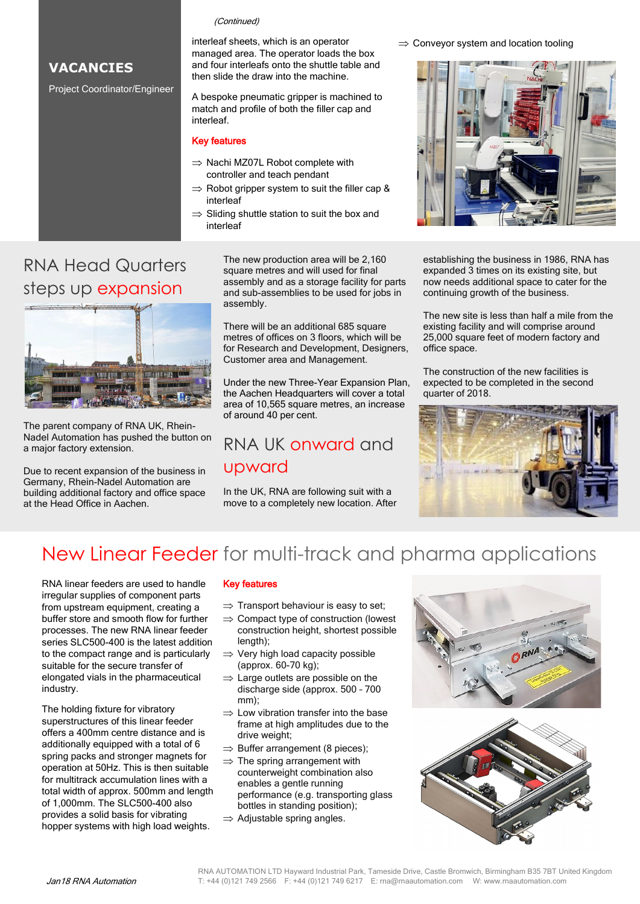## VACANCIES

Project Coordinator/Engineer

*(Continued)*

interleaf sheets, which is an operator managed area. The operator loads the box and four interleafs onto the shuttle table and then slide the draw into the machine.

A bespoke pneumatic gripper is machined to match and profile of both the filler cap and interleaf.

**Key features**

- ⇒ Nachi MZ07L Robot complete with controller and teach pendant
- ⇒ Robot gripper system to suit the filler cap & interleaf
- ⇒ Sliding shuttle station to suit the box and interleaf
- ⇒ Conveyor system and location tooling

## RNA Head Quarters steps up expansion

The parent company of RNA UK, Rhein-Nadel Automation has pushed the button on a major factory extension.

Due to recent expansion of the business in Germany, Rhein-Nadel Automation are building additional factory and office space at the Head Office in Aachen.

The new production area will be 2,160 square metres and will used for final assembly and as a storage facility for parts and sub-assemblies to be used for jobs in assembly.

There will be an additional 685 square metres of offices on 3 floors, which will be for Research and Development, Designers, Customer area and Management.

Under the new Three-Year Expansion Plan, the Aachen Headquarters will cover a total area of 10,565 square metres, an increase of around 40 per cent.

## RNA UK onward and upward

In the UK, RNA are following suit with a move to a completely new location. After establishing the business in 1986, RNA has expanded 3 times on its existing site, but now needs additional space to cater for the continuing growth of the business.

The new site is less than half a mile from the existing facility and will comprise around 25,000 square feet of modern factory and office space.

The construction of the new facilities is expected to be completed in the second quarter of 2018.

## New Linear Feeder for multi-track and pharma applications

RNA linear feeders are used to handle irregular supplies of component parts from upstream equipment, creating a buffer store and smooth flow for further processes. The new RNA linear feeder series SLC500-400 is the latest addition to the compact range and is particularly suitable for the secure transfer of elongated vials in the pharmaceutical industry.

The holding fixture for vibratory superstructures of this linear feeder offers a 400mm centre distance and is additionally equipped with a total of 6 spring packs and stronger magnets for operation at 50Hz. This is then suitable for multitrack accumulation lines with a total width of approx. 500mm and length of 1,000mm. The SLC500-400 also provides a solid basis for vibrating hopper systems with high load weights.

**Key features**

- ⇒ Transport behaviour is easy to set;
- ⇒ Compact type of construction (lowest construction height, shortest possible length);
- ⇒ Very high load capacity possible (approx. 60-70 kg);
- ⇒ Large outlets are possible on the discharge side (approx. 500 - 700 mm);
- ⇒ Low vibration transfer into the base frame at high amplitudes due to the drive weight;
- ⇒ Buffer arrangement (8 pieces);
- ⇒ The spring arrangement with counterweight combination also enables a gentle running performance (e.g. transporting glass bottles in standing position);
- ⇒ Adjustable spring angles.

*Jan18 RNA Automation*

RNA AUTOMATION LTD Hayward Industrial Park, Tameside Drive, Castle Bromwich, Birmingham B35 7BT United Kingdom
T: +44 (0)121 749 2566 F: +44 (0)121 749 6217 E: rna@rnaautomation.com W: www.rnaautomation.com